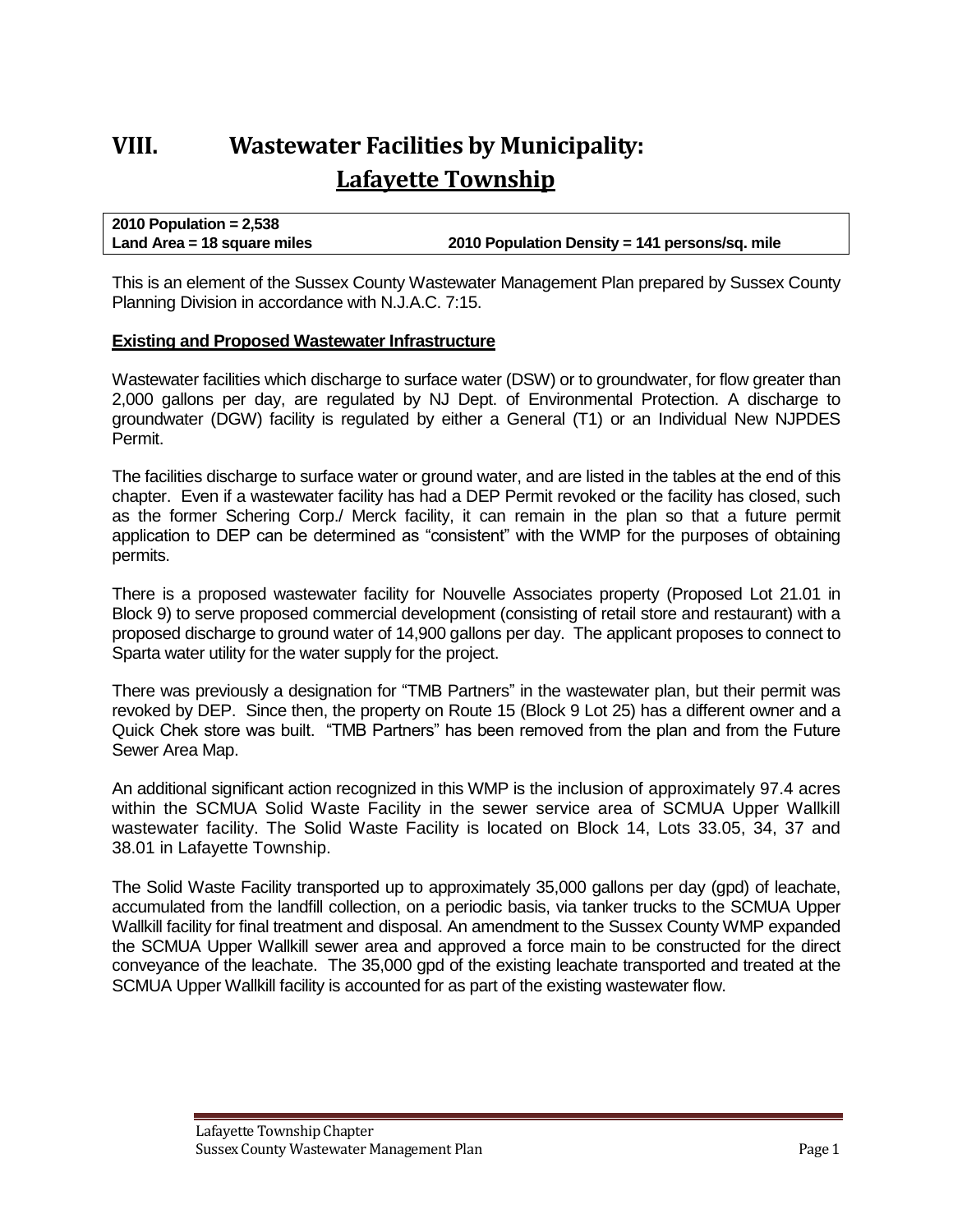# VIII. Wastewater Facilities by Municipality: Lafayette Township

| | |
|---|---|
| **2010 Population = 2,538** | |
| **Land Area = 18 square miles** | **2010 Population Density = 141 persons/sq. mile** |

This is an element of the Sussex County Wastewater Management Plan prepared by Sussex County Planning Division in accordance with N.J.A.C. 7:15.

**Existing and Proposed Wastewater Infrastructure**

Wastewater facilities which discharge to surface water (DSW) or to groundwater, for flow greater than 2,000 gallons per day, are regulated by NJ Dept. of Environmental Protection. A discharge to groundwater (DGW) facility is regulated by either a General (T1) or an Individual New NJPDES Permit.

The facilities discharge to surface water or ground water, and are listed in the tables at the end of this chapter. Even if a wastewater facility has had a DEP Permit revoked or the facility has closed, such as the former Schering Corp./ Merck facility, it can remain in the plan so that a future permit application to DEP can be determined as "consistent" with the WMP for the purposes of obtaining permits.

There is a proposed wastewater facility for Nouvelle Associates property (Proposed Lot 21.01 in Block 9) to serve proposed commercial development (consisting of retail store and restaurant) with a proposed discharge to ground water of 14,900 gallons per day. The applicant proposes to connect to Sparta water utility for the water supply for the project.

There was previously a designation for "TMB Partners" in the wastewater plan, but their permit was revoked by DEP. Since then, the property on Route 15 (Block 9 Lot 25) has a different owner and a Quick Chek store was built. "TMB Partners" has been removed from the plan and from the Future Sewer Area Map.

An additional significant action recognized in this WMP is the inclusion of approximately 97.4 acres within the SCMUA Solid Waste Facility in the sewer service area of SCMUA Upper Wallkill wastewater facility. The Solid Waste Facility is located on Block 14, Lots 33.05, 34, 37 and 38.01 in Lafayette Township.

The Solid Waste Facility transported up to approximately 35,000 gallons per day (gpd) of leachate, accumulated from the landfill collection, on a periodic basis, via tanker trucks to the SCMUA Upper Wallkill facility for final treatment and disposal. An amendment to the Sussex County WMP expanded the SCMUA Upper Wallkill sewer area and approved a force main to be constructed for the direct conveyance of the leachate. The 35,000 gpd of the existing leachate transported and treated at the SCMUA Upper Wallkill facility is accounted for as part of the existing wastewater flow.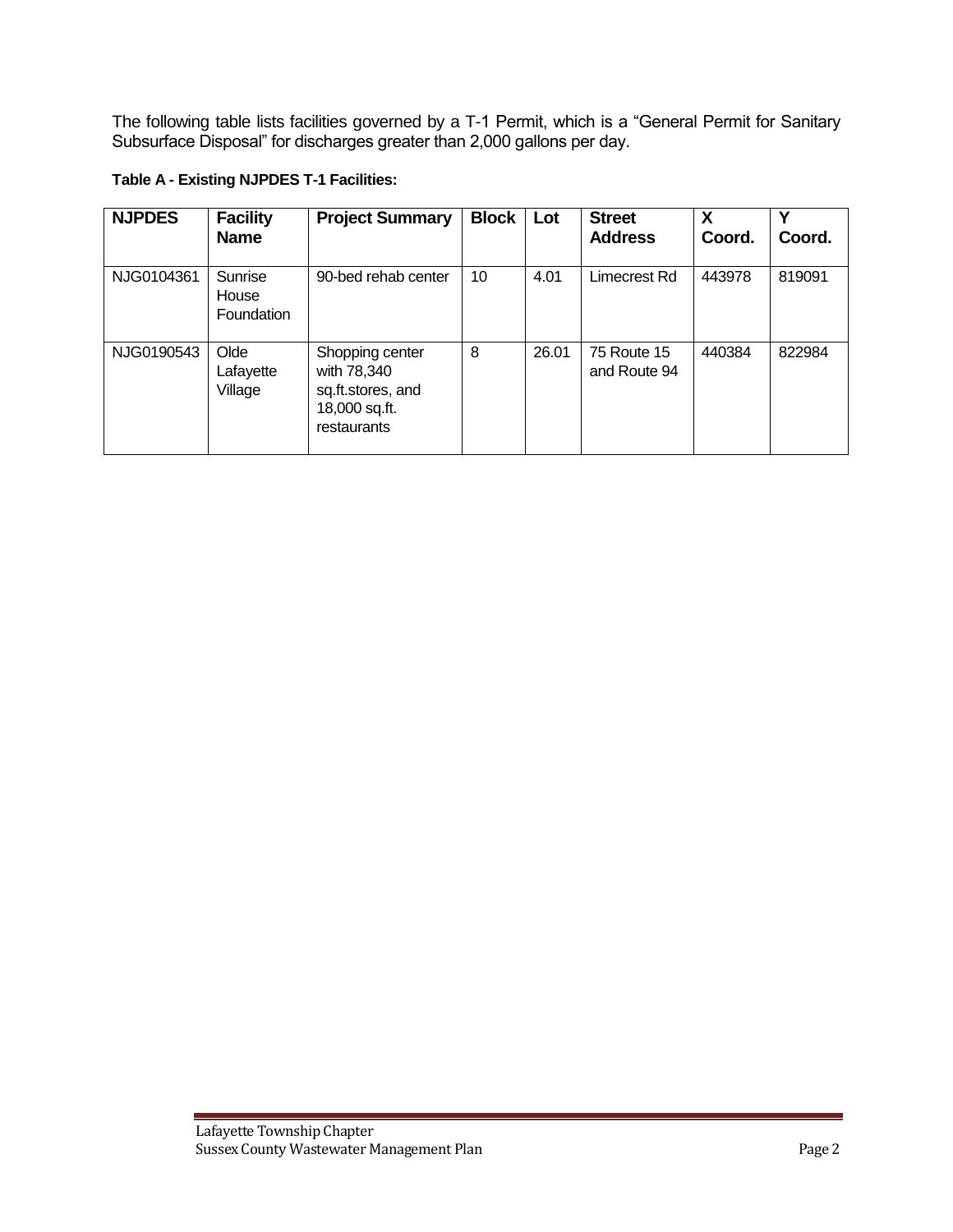The following table lists facilities governed by a T-1 Permit, which is a "General Permit for Sanitary Subsurface Disposal" for discharges greater than 2,000 gallons per day.

**Table A - Existing NJPDES T-1 Facilities:**

| NJPDES | Facility Name | Project Summary | Block | Lot | Street Address | X Coord. | Y Coord. |
|---|---|---|---|---|---|---|---|
| NJG0104361 | Sunrise House Foundation | 90-bed rehab center | 10 | 4.01 | Limecrest Rd | 443978 | 819091 |
| NJG0190543 | Olde Lafayette Village | Shopping center with 78,340 sq.ft.stores, and 18,000 sq.ft. restaurants | 8 | 26.01 | 75 Route 15 and Route 94 | 440384 | 822984 |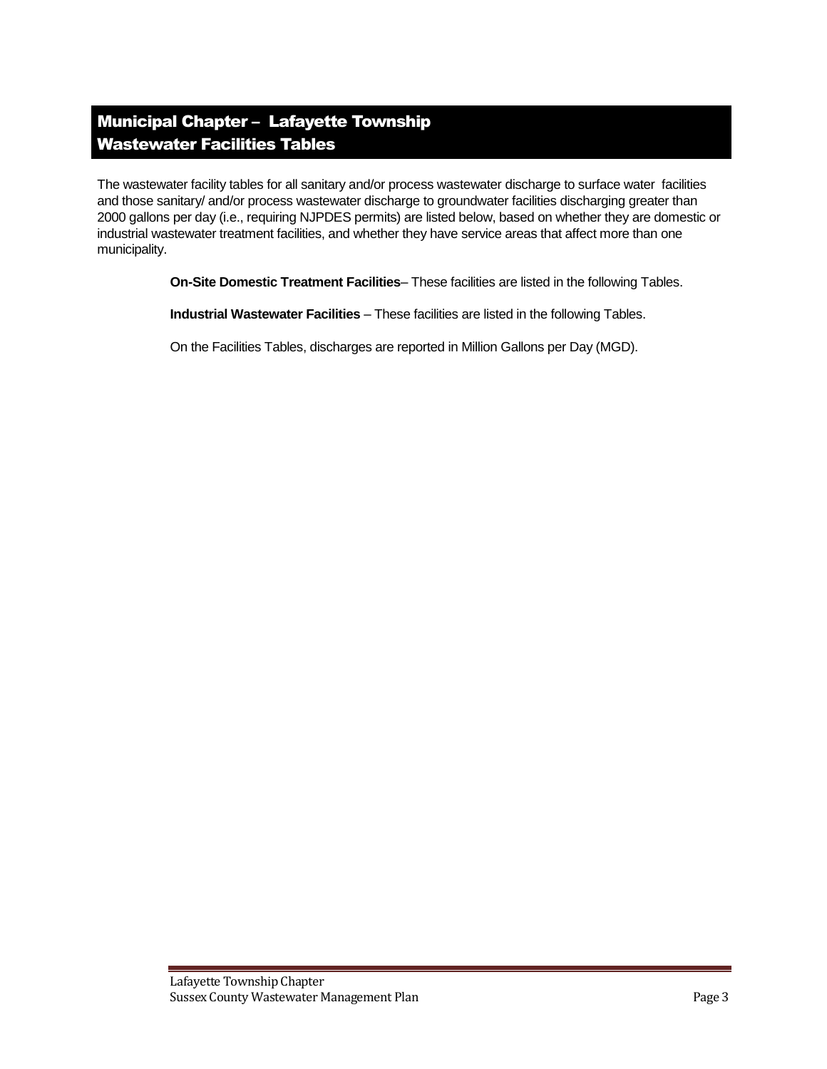# Municipal Chapter – Lafayette Township
## Wastewater Facilities Tables

The wastewater facility tables for all sanitary and/or process wastewater discharge to surface water facilities and those sanitary/ and/or process wastewater discharge to groundwater facilities discharging greater than 2000 gallons per day (i.e., requiring NJPDES permits) are listed below, based on whether they are domestic or industrial wastewater treatment facilities, and whether they have service areas that affect more than one municipality.

**On-Site Domestic Treatment Facilities**– These facilities are listed in the following Tables.

**Industrial Wastewater Facilities** – These facilities are listed in the following Tables.

On the Facilities Tables, discharges are reported in Million Gallons per Day (MGD).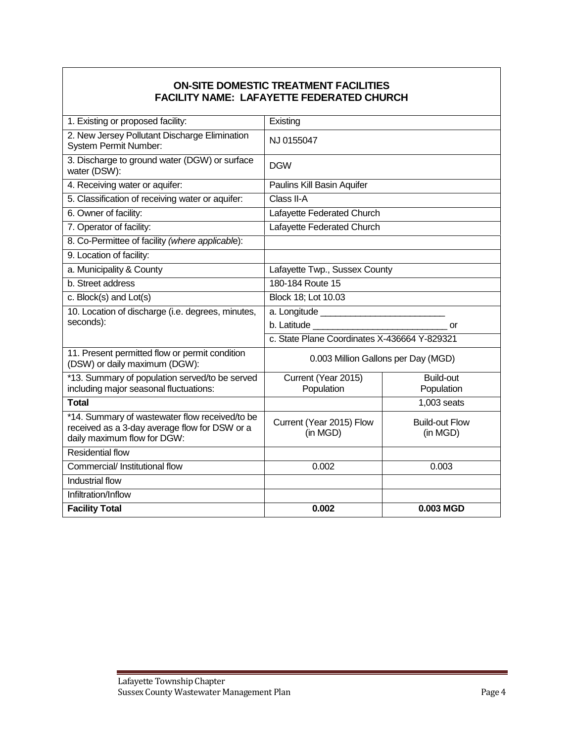## ON-SITE DOMESTIC TREATMENT FACILITIES
## FACILITY NAME: LAFAYETTE FEDERATED CHURCH

| | | |
|---|---|---|
| 1. Existing or proposed facility: | Existing | |
| 2. New Jersey Pollutant Discharge Elimination System Permit Number: | NJ 0155047 | |
| 3. Discharge to ground water (DGW) or surface water (DSW): | DGW | |
| 4. Receiving water or aquifer: | Paulins Kill Basin Aquifer | |
| 5. Classification of receiving water or aquifer: | Class II-A | |
| 6. Owner of facility: | Lafayette Federated Church | |
| 7. Operator of facility: | Lafayette Federated Church | |
| 8. Co-Permittee of facility *(where applicable)*: | | |
| 9. Location of facility: | | |
| a. Municipality & County | Lafayette Twp., Sussex County | |
| b. Street address | 180-184 Route 15 | |
| c. Block(s) and Lot(s) | Block 18; Lot 10.03 | |
| 10. Location of discharge (i.e. degrees, minutes, seconds): | a. Longitude ________________________ <br> b. Latitude __________________________ or | |
| | c. State Plane Coordinates X-436664 Y-829321 | |
| 11. Present permitted flow or permit condition (DSW) or daily maximum (DGW): | 0.003 Million Gallons per Day (MGD) | |
| *13. Summary of population served/to be served including major seasonal fluctuations: | Current (Year 2015) Population | Build-out Population |
| **Total** | | 1,003 seats |
| *14. Summary of wastewater flow received/to be received as a 3-day average flow for DSW or a daily maximum flow for DGW: | Current (Year 2015) Flow (in MGD) | Build-out Flow (in MGD) |
| Residential flow | | |
| Commercial/ Institutional flow | 0.002 | 0.003 |
| Industrial flow | | |
| Infiltration/Inflow | | |
| **Facility Total** | **0.002** | **0.003 MGD** |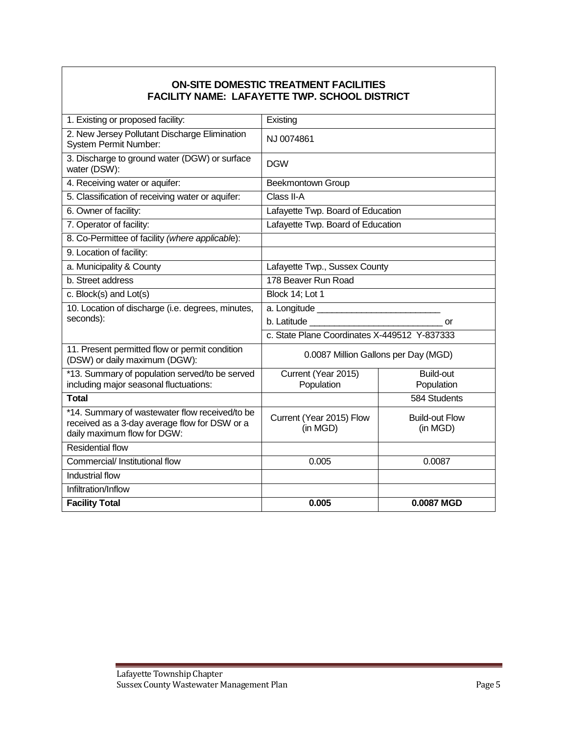**ON-SITE DOMESTIC TREATMENT FACILITIES**
**FACILITY NAME: LAFAYETTE TWP. SCHOOL DISTRICT**

| | | |
|---|---|---|
| 1. Existing or proposed facility: | Existing | |
| 2. New Jersey Pollutant Discharge Elimination System Permit Number: | NJ 0074861 | |
| 3. Discharge to ground water (DGW) or surface water (DSW): | DGW | |
| 4. Receiving water or aquifer: | Beekmontown Group | |
| 5. Classification of receiving water or aquifer: | Class II-A | |
| 6. Owner of facility: | Lafayette Twp. Board of Education | |
| 7. Operator of facility: | Lafayette Twp. Board of Education | |
| 8. Co-Permittee of facility *(where applicable*): | | |
| 9. Location of facility: | | |
| a. Municipality & County | Lafayette Twp., Sussex County | |
| b. Street address | 178 Beaver Run Road | |
| c. Block(s) and Lot(s) | Block 14; Lot 1 | |
| 10. Location of discharge (i.e. degrees, minutes, seconds): | a. Longitude ________________________ b. Latitude __________________________ or c. State Plane Coordinates X-449512 Y-837333 | |
| 11. Present permitted flow or permit condition (DSW) or daily maximum (DGW): | 0.0087 Million Gallons per Day (MGD) | |
| *13. Summary of population served/to be served including major seasonal fluctuations: | Current (Year 2015) Population | Build-out Population |
| **Total** | | 584 Students |
| *14. Summary of wastewater flow received/to be received as a 3-day average flow for DSW or a daily maximum flow for DGW: | Current (Year 2015) Flow (in MGD) | Build-out Flow (in MGD) |
| Residential flow | | |
| Commercial/ Institutional flow | 0.005 | 0.0087 |
| Industrial flow | | |
| Infiltration/Inflow | | |
| **Facility Total** | **0.005** | **0.0087 MGD** |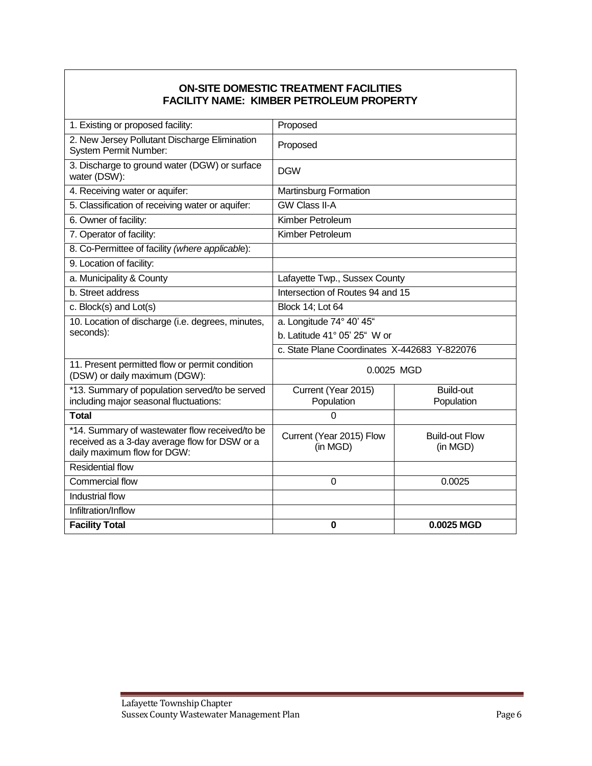**ON-SITE DOMESTIC TREATMENT FACILITIES**
**FACILITY NAME: KIMBER PETROLEUM PROPERTY**

| | | |
|---|---|---|
| 1. Existing or proposed facility: | Proposed | |
| 2. New Jersey Pollutant Discharge Elimination System Permit Number: | Proposed | |
| 3. Discharge to ground water (DGW) or surface water (DSW): | DGW | |
| 4. Receiving water or aquifer: | Martinsburg Formation | |
| 5. Classification of receiving water or aquifer: | GW Class II-A | |
| 6. Owner of facility: | Kimber Petroleum | |
| 7. Operator of facility: | Kimber Petroleum | |
| 8. Co-Permittee of facility *(where applicable)*: | | |
| 9. Location of facility: | | |
| a. Municipality & County | Lafayette Twp., Sussex County | |
| b. Street address | Intersection of Routes 94 and 15 | |
| c. Block(s) and Lot(s) | Block 14; Lot 64 | |
| 10. Location of discharge (i.e. degrees, minutes, seconds): | a. Longitude 74° 40' 45" | |
| | b. Latitude 41° 05' 25" W or | |
| | c. State Plane Coordinates X-442683 Y-822076 | |
| 11. Present permitted flow or permit condition (DSW) or daily maximum (DGW): | 0.0025 MGD | |
| *13. Summary of population served/to be served including major seasonal fluctuations: | Current (Year 2015) Population | Build-out Population |
| **Total** | 0 | |
| *14. Summary of wastewater flow received/to be received as a 3-day average flow for DSW or a daily maximum flow for DGW: | Current (Year 2015) Flow (in MGD) | Build-out Flow (in MGD) |
| Residential flow | | |
| Commercial flow | 0 | 0.0025 |
| Industrial flow | | |
| Infiltration/Inflow | | |
| **Facility Total** | **0** | **0.0025 MGD** |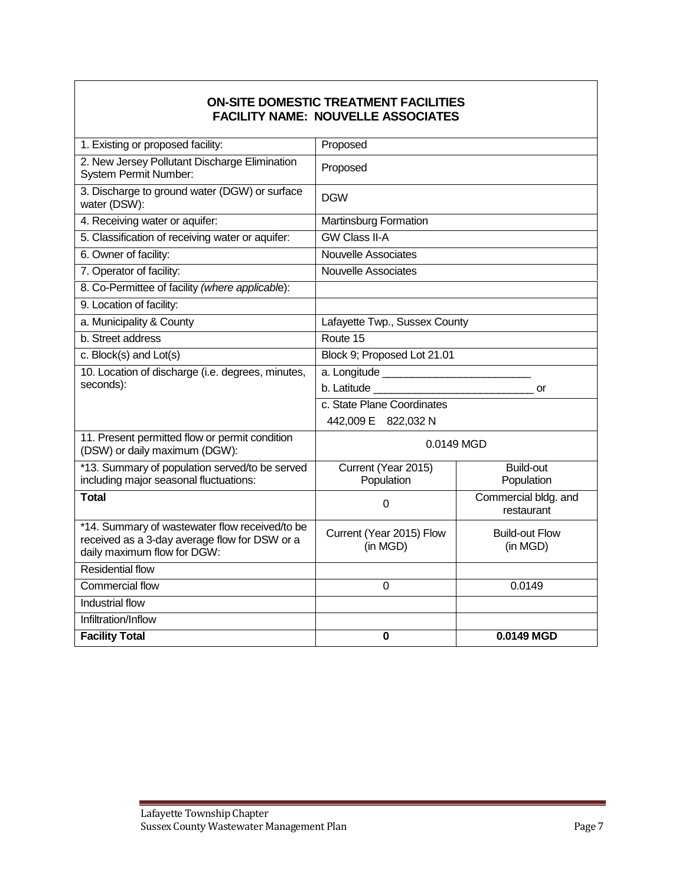| ON-SITE DOMESTIC TREATMENT FACILITIES<br>FACILITY NAME: NOUVELLE ASSOCIATES | | |
|---|---|---|
| 1. Existing or proposed facility: | Proposed | |
| 2. New Jersey Pollutant Discharge Elimination System Permit Number: | Proposed | |
| 3. Discharge to ground water (DGW) or surface water (DSW): | DGW | |
| 4. Receiving water or aquifer: | Martinsburg Formation | |
| 5. Classification of receiving water or aquifer: | GW Class II-A | |
| 6. Owner of facility: | Nouvelle Associates | |
| 7. Operator of facility: | Nouvelle Associates | |
| 8. Co-Permittee of facility *(where applicable)*: | | |
| 9. Location of facility: | | |
| a. Municipality & County | Lafayette Twp., Sussex County | |
| b. Street address | Route 15 | |
| c. Block(s) and Lot(s) | Block 9; Proposed Lot 21.01 | |
| 10. Location of discharge (i.e. degrees, minutes, seconds): | a. Longitude \_\_\_\_\_\_\_\_\_\_\_\_\_\_\_\_\_\_\_\_\_\_\_\_\_<br>b. Latitude \_\_\_\_\_\_\_\_\_\_\_\_\_\_\_\_\_\_\_\_\_\_\_\_\_\_\_ or<br>c. State Plane Coordinates<br>442,009 E 822,032 N | |
| 11. Present permitted flow or permit condition (DSW) or daily maximum (DGW): | 0.0149 MGD | |
| *13. Summary of population served/to be served including major seasonal fluctuations: | Current (Year 2015) Population | Build-out Population |
| **Total** | 0 | Commercial bldg. and restaurant |
| *14. Summary of wastewater flow received/to be received as a 3-day average flow for DSW or a daily maximum flow for DGW: | Current (Year 2015) Flow (in MGD) | Build-out Flow (in MGD) |
| Residential flow | | |
| Commercial flow | 0 | 0.0149 |
| Industrial flow | | |
| Infiltration/Inflow | | |
| **Facility Total** | **0** | **0.0149 MGD** |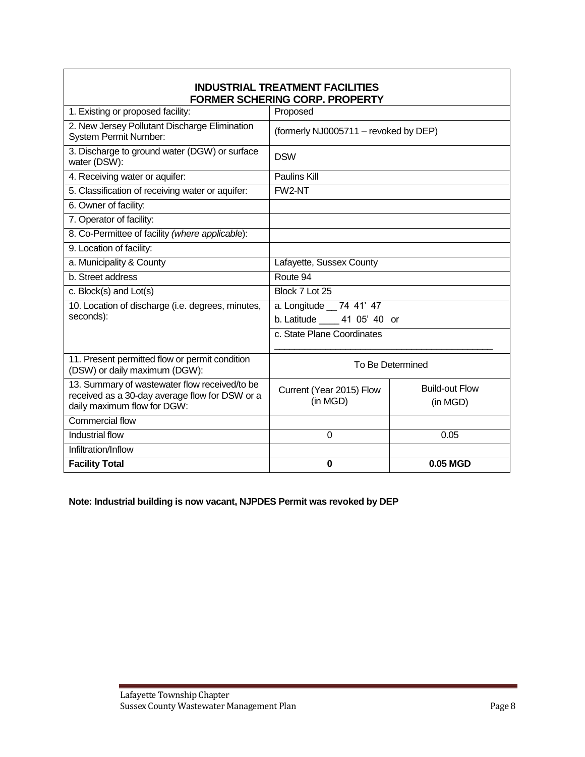| INDUSTRIAL TREATMENT FACILITIES<br>FORMER SCHERING CORP. PROPERTY | | |
|---|---|---|
| 1. Existing or proposed facility: | Proposed | |
| 2. New Jersey Pollutant Discharge Elimination System Permit Number: | (formerly NJ0005711 – revoked by DEP) | |
| 3. Discharge to ground water (DGW) or surface water (DSW): | DSW | |
| 4. Receiving water or aquifer: | Paulins Kill | |
| 5. Classification of receiving water or aquifer: | FW2-NT | |
| 6. Owner of facility: | | |
| 7. Operator of facility: | | |
| 8. Co-Permittee of facility *(where applicable)*: | | |
| 9. Location of facility: | | |
| a. Municipality & County | Lafayette, Sussex County | |
| b. Street address | Route 94 | |
| c. Block(s) and Lot(s) | Block 7 Lot 25 | |
| 10. Location of discharge (i.e. degrees, minutes, seconds): | a. Longitude __ 74 41' 47<br>b. Latitude ____ 41 05' 40 or<br>c. State Plane Coordinates ________________________ | |
| 11. Present permitted flow or permit condition (DSW) or daily maximum (DGW): | To Be Determined | |
| 13. Summary of wastewater flow received/to be received as a 30-day average flow for DSW or a daily maximum flow for DGW: | Current (Year 2015) Flow (in MGD) | Build-out Flow (in MGD) |
| Commercial flow | | |
| Industrial flow | 0 | 0.05 |
| Infiltration/Inflow | | |
| **Facility Total** | **0** | **0.05 MGD** |

**Note: Industrial building is now vacant, NJPDES Permit was revoked by DEP**